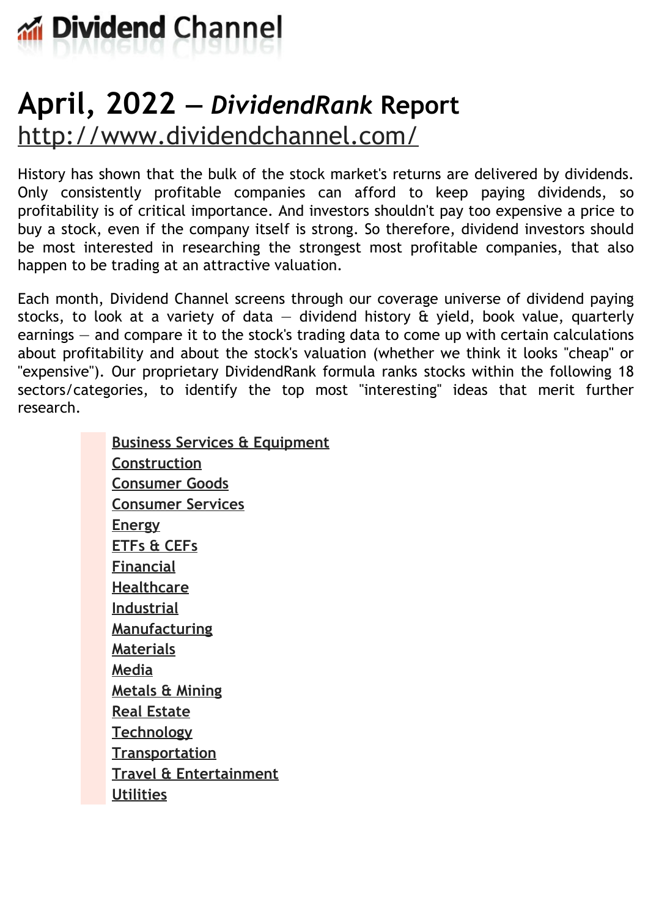# Dividend Channel

# April, 2022 — *DividendRank* Report

http://www.dividendchannel.com/

History has shown that the bulk of the stock market's returns are delivered by dividends. Only consistently profitable companies can afford to keep paying dividends, so profitability is of critical importance. And investors shouldn't pay too expensive a price to buy a stock, even if the company itself is strong. So therefore, dividend investors should be most interested in researching the strongest most profitable companies, that also happen to be trading at an attractive valuation.

Each month, Dividend Channel screens through our coverage universe of dividend paying stocks, to look at a variety of data — dividend history & yield, book value, quarterly earnings — and compare it to the stock's trading data to come up with certain calculations about profitability and about the stock's valuation (whether we think it looks "cheap" or "expensive"). Our proprietary DividendRank formula ranks stocks within the following 18 sectors/categories, to identify the top most "interesting" ideas that merit further research.

- Business Services & Equipment
- Construction
- Consumer Goods
- Consumer Services
- Energy
- ETFs & CEFs
- Financial
- Healthcare
- Industrial
- Manufacturing
- Materials
- Media
- Metals & Mining
- Real Estate
- Technology
- Transportation
- Travel & Entertainment
- Utilities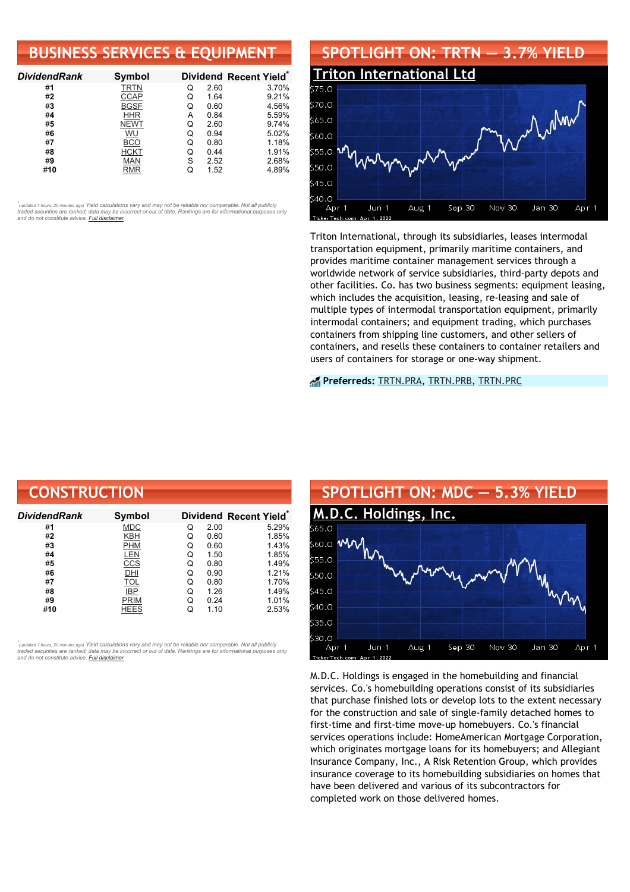## BUSINESS SERVICES & EQUIPMENT

| *DividendRank* | Symbol | Dividend | | Recent Yield* |
|---|---|---|---|---|
| #1 | TRTN | Q | 2.60 | 3.70% |
| #2 | CCAP | Q | 1.64 | 9.21% |
| #3 | BGSF | Q | 0.60 | 4.56% |
| #4 | HHR | A | 0.84 | 5.59% |
| #5 | NEWT | Q | 2.60 | 9.74% |
| #6 | WU | Q | 0.94 | 5.02% |
| #7 | BCO | Q | 0.80 | 1.18% |
| #8 | HCKT | Q | 0.44 | 1.91% |
| #9 | MAN | S | 2.52 | 2.68% |
| #10 | RMR | Q | 1.52 | 4.89% |

*(updated 7 hours, 20 minutes ago) Yield calculations vary and may not be reliable nor comparable. Not all publicly traded securities are ranked; data may be incorrect or out of date. Rankings are for informational purposes only and do not constitute advice. Full disclaimer

## SPOTLIGHT ON: TRTN — 3.7% YIELD

### Triton International Ltd

Triton International, through its subsidiaries, leases intermodal transportation equipment, primarily maritime containers, and provides maritime container management services through a worldwide network of service subsidiaries, third-party depots and other facilities. Co. has two business segments: equipment leasing, which includes the acquisition, leasing, re-leasing and sale of multiple types of intermodal transportation equipment, primarily intermodal containers; and equipment trading, which purchases containers from shipping line customers, and other sellers of containers, and resells these containers to container retailers and users of containers for storage or one-way shipment.

**Preferreds:** TRTN.PRA, TRTN.PRB, TRTN.PRC

## CONSTRUCTION

| *DividendRank* | Symbol | Dividend | | Recent Yield* |
|---|---|---|---|---|
| #1 | MDC | Q | 2.00 | 5.29% |
| #2 | KBH | Q | 0.60 | 1.85% |
| #3 | PHM | Q | 0.60 | 1.43% |
| #4 | LEN | Q | 1.50 | 1.85% |
| #5 | CCS | Q | 0.80 | 1.49% |
| #6 | DHI | Q | 0.90 | 1.21% |
| #7 | TOL | Q | 0.80 | 1.70% |
| #8 | IBP | Q | 1.26 | 1.49% |
| #9 | PRIM | Q | 0.24 | 1.01% |
| #10 | HEES | Q | 1.10 | 2.53% |

*(updated 7 hours, 20 minutes ago) Yield calculations vary and may not be reliable nor comparable. Not all publicly traded securities are ranked; data may be incorrect or out of date. Rankings are for informational purposes only and do not constitute advice. Full disclaimer

## SPOTLIGHT ON: MDC — 5.3% YIELD

### M.D.C. Holdings, Inc.

M.D.C. Holdings is engaged in the homebuilding and financial services. Co.'s homebuilding operations consist of its subsidiaries that purchase finished lots or develop lots to the extent necessary for the construction and sale of single-family detached homes to first-time and first-time move-up homebuyers. Co.'s financial services operations include: HomeAmerican Mortgage Corporation, which originates mortgage loans for its homebuyers; and Allegiant Insurance Company, Inc., A Risk Retention Group, which provides insurance coverage to its homebuilding subsidiaries on homes that have been delivered and various of its subcontractors for completed work on those delivered homes.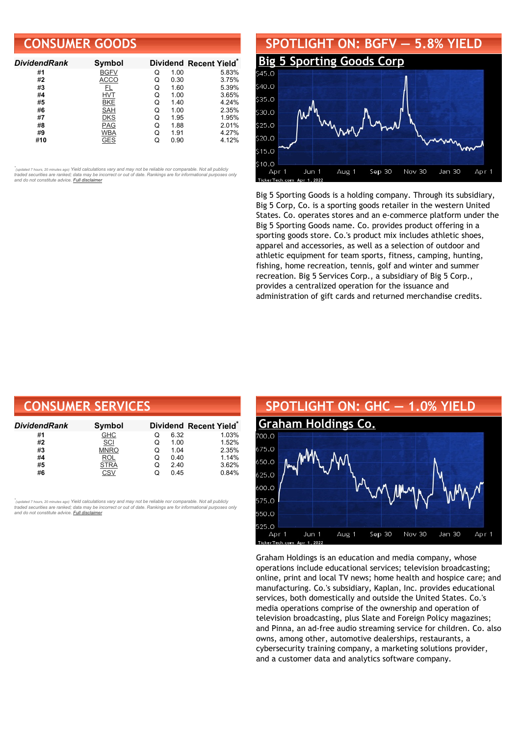## CONSUMER GOODS

| DividendRank | Symbol | | Dividend | Recent Yield* |
|---|---|---|---|---|
| #1 | BGFV | Q | 1.00 | 5.83% |
| #2 | ACCO | Q | 0.30 | 3.75% |
| #3 | FL | Q | 1.60 | 5.39% |
| #4 | HVT | Q | 1.00 | 3.65% |
| #5 | BKE | Q | 1.40 | 4.24% |
| #6 | SAH | Q | 1.00 | 2.35% |
| #7 | DKS | Q | 1.95 | 1.95% |
| #8 | PAG | Q | 1.88 | 2.01% |
| #9 | WBA | Q | 1.91 | 4.27% |
| #10 | GES | Q | 0.90 | 4.12% |

*(updated 7 hours, 20 minutes ago) Yield calculations vary and may not be reliable nor comparable. Not all publicly traded securities are ranked; data may be incorrect or out of date. Rankings are for informational purposes only and do not constitute advice. Full disclaimer

## SPOTLIGHT ON: BGFV — 5.8% YIELD

### Big 5 Sporting Goods Corp

Big 5 Sporting Goods is a holding company. Through its subsidiary, Big 5 Corp, Co. is a sporting goods retailer in the western United States. Co. operates stores and an e-commerce platform under the Big 5 Sporting Goods name. Co. provides product offering in a sporting goods store. Co.'s product mix includes athletic shoes, apparel and accessories, as well as a selection of outdoor and athletic equipment for team sports, fitness, camping, hunting, fishing, home recreation, tennis, golf and winter and summer recreation. Big 5 Services Corp., a subsidiary of Big 5 Corp., provides a centralized operation for the issuance and administration of gift cards and returned merchandise credits.

## CONSUMER SERVICES

| DividendRank | Symbol | | Dividend | Recent Yield* |
|---|---|---|---|---|
| #1 | GHC | Q | 6.32 | 1.03% |
| #2 | SCI | Q | 1.00 | 1.52% |
| #3 | MNRO | Q | 1.04 | 2.35% |
| #4 | ROL | Q | 0.40 | 1.14% |
| #5 | STRA | Q | 2.40 | 3.62% |
| #6 | CSV | Q | 0.45 | 0.84% |

*(updated 7 hours, 20 minutes ago) Yield calculations vary and may not be reliable nor comparable. Not all publicly traded securities are ranked; data may be incorrect or out of date. Rankings are for informational purposes only and do not constitute advice. Full disclaimer

## SPOTLIGHT ON: GHC — 1.0% YIELD

### Graham Holdings Co.

Graham Holdings is an education and media company, whose operations include educational services; television broadcasting; online, print and local TV news; home health and hospice care; and manufacturing. Co.'s subsidiary, Kaplan, Inc. provides educational services, both domestically and outside the United States. Co.'s media operations comprise of the ownership and operation of television broadcasting, plus Slate and Foreign Policy magazines; and Pinna, an ad-free audio streaming service for children. Co. also owns, among other, automotive dealerships, restaurants, a cybersecurity training company, a marketing solutions provider, and a customer data and analytics software company.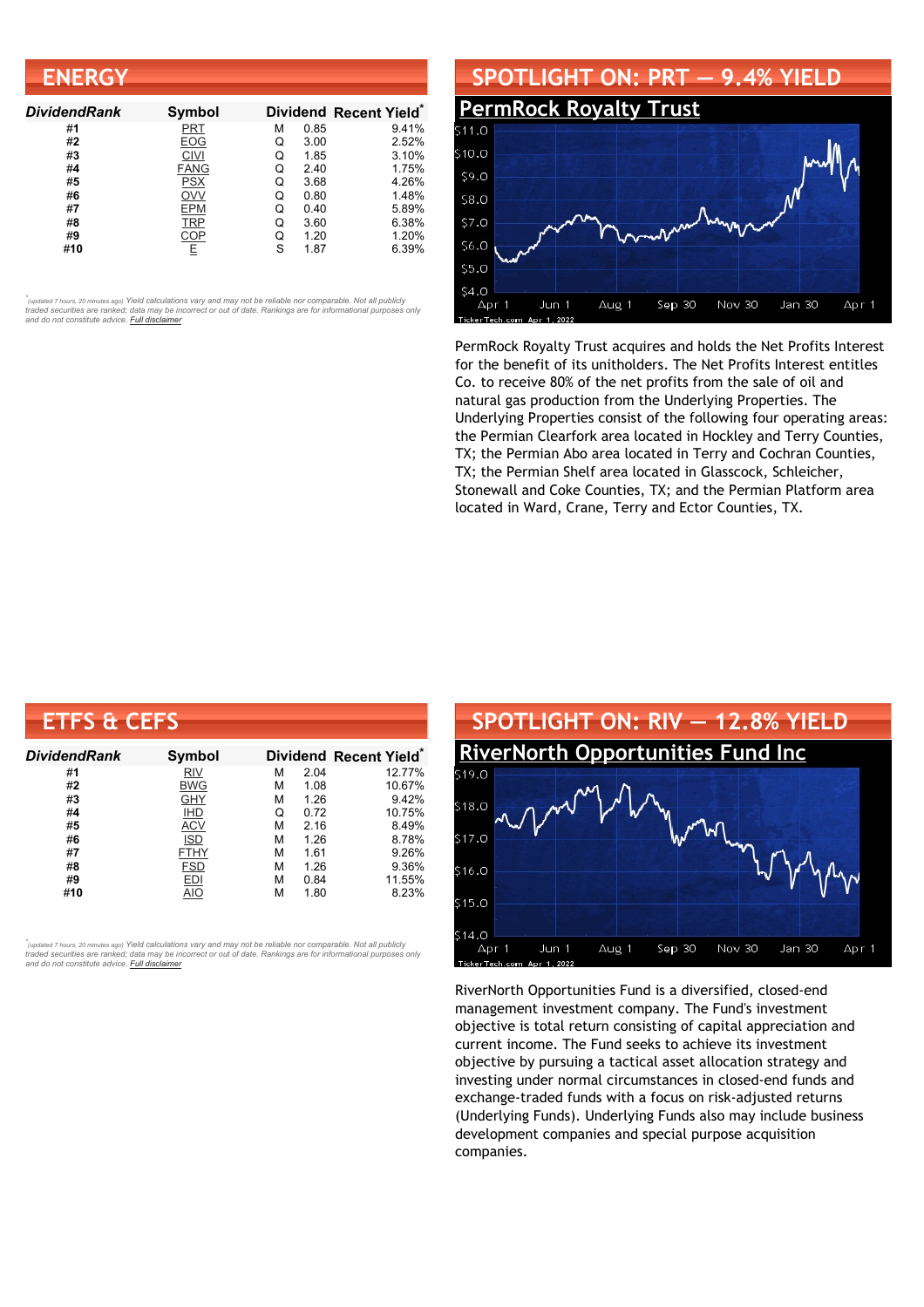## ENERGY

| DividendRank | Symbol | Dividend | | Recent Yield* |
|---|---|---|---|---|
| #1 | PRT | M | 0.85 | 9.41% |
| #2 | EOG | Q | 3.00 | 2.52% |
| #3 | CIVI | Q | 1.85 | 3.10% |
| #4 | FANG | Q | 2.40 | 1.75% |
| #5 | PSX | Q | 3.68 | 4.26% |
| #6 | OVV | Q | 0.80 | 1.48% |
| #7 | EPM | Q | 0.40 | 5.89% |
| #8 | TRP | Q | 3.60 | 6.38% |
| #9 | COP | Q | 1.20 | 1.20% |
| #10 | E | S | 1.87 | 6.39% |

*(updated 7 hours, 20 minutes ago) Yield calculations vary and may not be reliable nor comparable. Not all publicly traded securities are ranked; data may be incorrect or out of date. Rankings are for informational purposes only and do not constitute advice. Full disclaimer

## SPOTLIGHT ON: PRT — 9.4% YIELD

### PermRock Royalty Trust

PermRock Royalty Trust acquires and holds the Net Profits Interest for the benefit of its unitholders. The Net Profits Interest entitles Co. to receive 80% of the net profits from the sale of oil and natural gas production from the Underlying Properties. The Underlying Properties consist of the following four operating areas: the Permian Clearfork area located in Hockley and Terry Counties, TX; the Permian Abo area located in Terry and Cochran Counties, TX; the Permian Shelf area located in Glasscock, Schleicher, Stonewall and Coke Counties, TX; and the Permian Platform area located in Ward, Crane, Terry and Ector Counties, TX.

## ETFS & CEFS

| DividendRank | Symbol | Dividend | | Recent Yield* |
|---|---|---|---|---|
| #1 | RIV | M | 2.04 | 12.77% |
| #2 | BWG | M | 1.08 | 10.67% |
| #3 | GHY | M | 1.26 | 9.42% |
| #4 | IHD | Q | 0.72 | 10.75% |
| #5 | ACV | M | 2.16 | 8.49% |
| #6 | ISD | M | 1.26 | 8.78% |
| #7 | FTHY | M | 1.61 | 9.26% |
| #8 | FSD | M | 1.26 | 9.36% |
| #9 | EDI | M | 0.84 | 11.55% |
| #10 | AIO | M | 1.80 | 8.23% |

*(updated 7 hours, 20 minutes ago) Yield calculations vary and may not be reliable nor comparable. Not all publicly traded securities are ranked; data may be incorrect or out of date. Rankings are for informational purposes only and do not constitute advice. Full disclaimer

## SPOTLIGHT ON: RIV — 12.8% YIELD

### RiverNorth Opportunities Fund Inc

RiverNorth Opportunities Fund is a diversified, closed-end management investment company. The Fund's investment objective is total return consisting of capital appreciation and current income. The Fund seeks to achieve its investment objective by pursuing a tactical asset allocation strategy and investing under normal circumstances in closed-end funds and exchange-traded funds with a focus on risk-adjusted returns (Underlying Funds). Underlying Funds also may include business development companies and special purpose acquisition companies.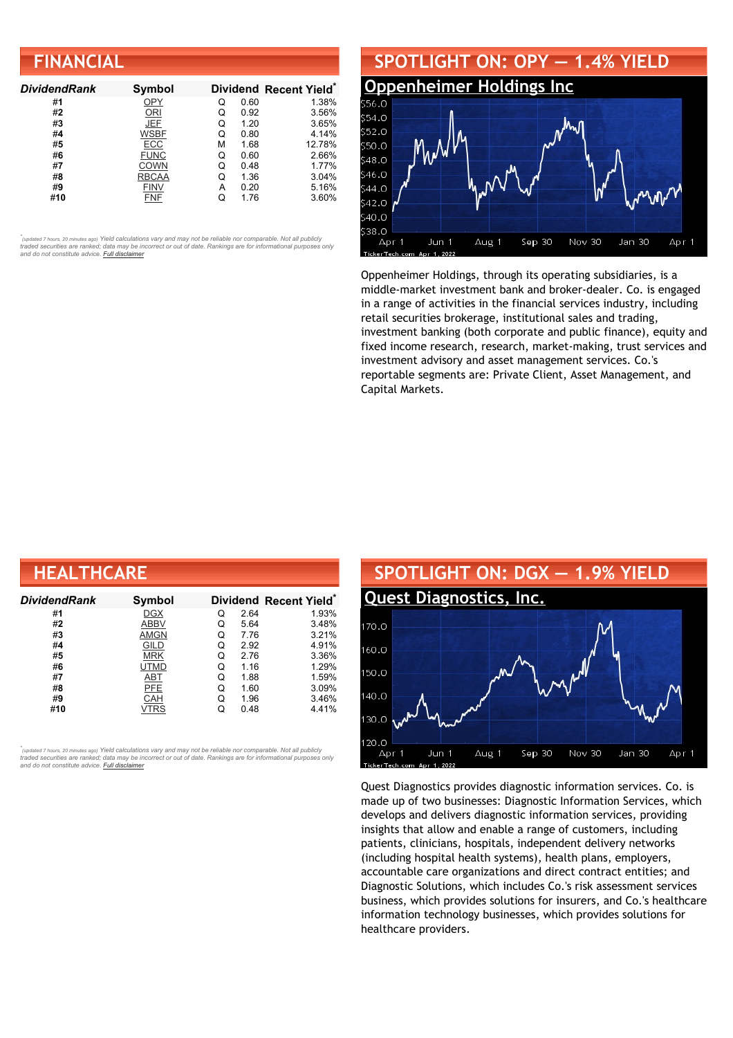## FINANCIAL

| DividendRank | Symbol | Dividend | | Recent Yield* |
|---|---|---|---|---|
| #1 | OPY | Q | 0.60 | 1.38% |
| #2 | ORI | Q | 0.92 | 3.56% |
| #3 | JEF | Q | 1.20 | 3.65% |
| #4 | WSBF | Q | 0.80 | 4.14% |
| #5 | ECC | M | 1.68 | 12.78% |
| #6 | FUNC | Q | 0.60 | 2.66% |
| #7 | COWN | Q | 0.48 | 1.77% |
| #8 | RBCAA | Q | 1.36 | 3.04% |
| #9 | FINV | A | 0.20 | 5.16% |
| #10 | FNF | Q | 1.76 | 3.60% |

*(updated 7 hours, 20 minutes ago) Yield calculations vary and may not be reliable nor comparable. Not all publicly traded securities are ranked; data may be incorrect or out of date. Rankings are for informational purposes only and do not constitute advice. Full disclaimer*

## SPOTLIGHT ON: OPY — 1.4% YIELD

### Oppenheimer Holdings Inc

Oppenheimer Holdings, through its operating subsidiaries, is a middle-market investment bank and broker-dealer. Co. is engaged in a range of activities in the financial services industry, including retail securities brokerage, institutional sales and trading, investment banking (both corporate and public finance), equity and fixed income research, research, market-making, trust services and investment advisory and asset management services. Co.'s reportable segments are: Private Client, Asset Management, and Capital Markets.

## HEALTHCARE

| DividendRank | Symbol | Dividend | | Recent Yield* |
|---|---|---|---|---|
| #1 | DGX | Q | 2.64 | 1.93% |
| #2 | ABBV | Q | 5.64 | 3.48% |
| #3 | AMGN | Q | 7.76 | 3.21% |
| #4 | GILD | Q | 2.92 | 4.91% |
| #5 | MRK | Q | 2.76 | 3.36% |
| #6 | UTMD | Q | 1.16 | 1.29% |
| #7 | ABT | Q | 1.88 | 1.59% |
| #8 | PFE | Q | 1.60 | 3.09% |
| #9 | CAH | Q | 1.96 | 3.46% |
| #10 | VTRS | Q | 0.48 | 4.41% |

*(updated 7 hours, 20 minutes ago) Yield calculations vary and may not be reliable nor comparable. Not all publicly traded securities are ranked; data may be incorrect or out of date. Rankings are for informational purposes only and do not constitute advice. Full disclaimer*

## SPOTLIGHT ON: DGX — 1.9% YIELD

### Quest Diagnostics, Inc.

Quest Diagnostics provides diagnostic information services. Co. is made up of two businesses: Diagnostic Information Services, which develops and delivers diagnostic information services, providing insights that allow and enable a range of customers, including patients, clinicians, hospitals, independent delivery networks (including hospital health systems), health plans, employers, accountable care organizations and direct contract entities; and Diagnostic Solutions, which includes Co.'s risk assessment services business, which provides solutions for insurers, and Co.'s healthcare information technology businesses, which provides solutions for healthcare providers.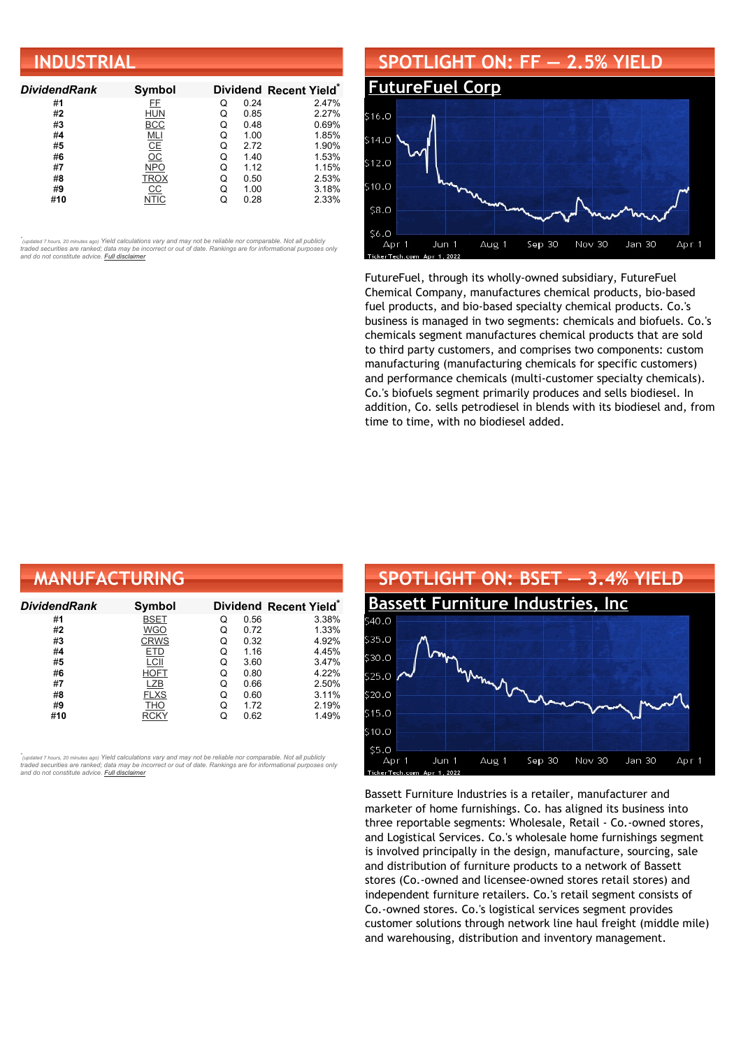## INDUSTRIAL

| DividendRank | Symbol | Dividend | | Recent Yield* |
|---|---|---|---|---|
| #1 | FF | Q | 0.24 | 2.47% |
| #2 | HUN | Q | 0.85 | 2.27% |
| #3 | BCC | Q | 0.48 | 0.69% |
| #4 | MLI | Q | 1.00 | 1.85% |
| #5 | CE | Q | 2.72 | 1.90% |
| #6 | OC | Q | 1.40 | 1.53% |
| #7 | NPO | Q | 1.12 | 1.15% |
| #8 | TROX | Q | 0.50 | 2.53% |
| #9 | CC | Q | 1.00 | 3.18% |
| #10 | NTIC | Q | 0.28 | 2.33% |

*(updated 7 hours, 20 minutes ago) Yield calculations vary and may not be reliable nor comparable. Not all publicly traded securities are ranked; data may be incorrect or out of date. Rankings are for informational purposes only and do not constitute advice. Full disclaimer*

## SPOTLIGHT ON: FF — 2.5% YIELD

### FutureFuel Corp

FutureFuel, through its wholly-owned subsidiary, FutureFuel Chemical Company, manufactures chemical products, bio-based fuel products, and bio-based specialty chemical products. Co.'s business is managed in two segments: chemicals and biofuels. Co.'s chemicals segment manufactures chemical products that are sold to third party customers, and comprises two components: custom manufacturing (manufacturing chemicals for specific customers) and performance chemicals (multi-customer specialty chemicals). Co.'s biofuels segment primarily produces and sells biodiesel. In addition, Co. sells petrodiesel in blends with its biodiesel and, from time to time, with no biodiesel added.

## MANUFACTURING

| DividendRank | Symbol | Dividend | | Recent Yield* |
|---|---|---|---|---|
| #1 | BSET | Q | 0.56 | 3.38% |
| #2 | WGO | Q | 0.72 | 1.33% |
| #3 | CRWS | Q | 0.32 | 4.92% |
| #4 | ETD | Q | 1.16 | 4.45% |
| #5 | LCII | Q | 3.60 | 3.47% |
| #6 | HOFT | Q | 0.80 | 4.22% |
| #7 | LZB | Q | 0.66 | 2.50% |
| #8 | FLXS | Q | 0.60 | 3.11% |
| #9 | THO | Q | 1.72 | 2.19% |
| #10 | RCKY | Q | 0.62 | 1.49% |

*(updated 7 hours, 20 minutes ago) Yield calculations vary and may not be reliable nor comparable. Not all publicly traded securities are ranked; data may be incorrect or out of date. Rankings are for informational purposes only and do not constitute advice. Full disclaimer*

## SPOTLIGHT ON: BSET — 3.4% YIELD

### Bassett Furniture Industries, Inc

Bassett Furniture Industries is a retailer, manufacturer and marketer of home furnishings. Co. has aligned its business into three reportable segments: Wholesale, Retail - Co.-owned stores, and Logistical Services. Co.'s wholesale home furnishings segment is involved principally in the design, manufacture, sourcing, sale and distribution of furniture products to a network of Bassett stores (Co.-owned and licensee-owned stores retail stores) and independent furniture retailers. Co.'s retail segment consists of Co.-owned stores. Co.'s logistical services segment provides customer solutions through network line haul freight (middle mile) and warehousing, distribution and inventory management.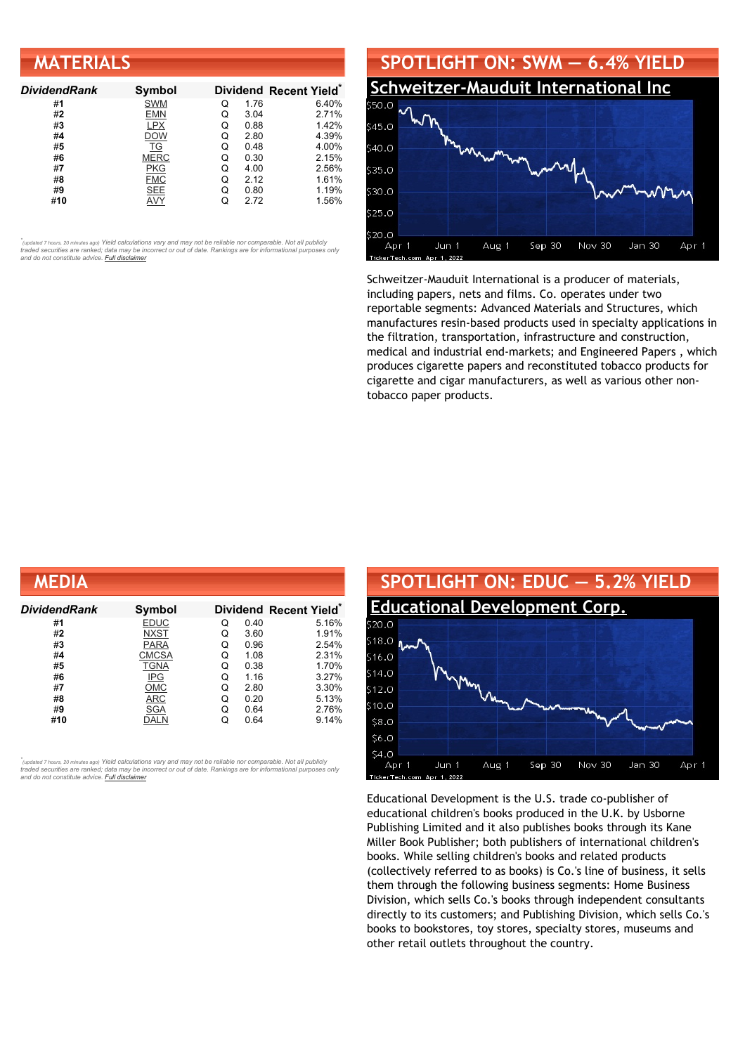## MATERIALS

| DividendRank | Symbol | Dividend | | Recent Yield* |
|---|---|---|---|---|
| #1 | SWM | Q | 1.76 | 6.40% |
| #2 | EMN | Q | 3.04 | 2.71% |
| #3 | LPX | Q | 0.88 | 1.42% |
| #4 | DOW | Q | 2.80 | 4.39% |
| #5 | TG | Q | 0.48 | 4.00% |
| #6 | MERC | Q | 0.30 | 2.15% |
| #7 | PKG | Q | 4.00 | 2.56% |
| #8 | FMC | Q | 2.12 | 1.61% |
| #9 | SEE | Q | 0.80 | 1.19% |
| #10 | AVY | Q | 2.72 | 1.56% |

*(updated 7 hours, 20 minutes ago) Yield calculations vary and may not be reliable nor comparable. Not all publicly traded securities are ranked; data may be incorrect or out of date. Rankings are for informational purposes only and do not constitute advice. Full disclaimer*

## SPOTLIGHT ON: SWM — 6.4% YIELD

### Schweitzer-Mauduit International Inc

Schweitzer-Mauduit International is a producer of materials, including papers, nets and films. Co. operates under two reportable segments: Advanced Materials and Structures, which manufactures resin-based products used in specialty applications in the filtration, transportation, infrastructure and construction, medical and industrial end-markets; and Engineered Papers , which produces cigarette papers and reconstituted tobacco products for cigarette and cigar manufacturers, as well as various other non-tobacco paper products.

## MEDIA

| DividendRank | Symbol | Dividend | | Recent Yield* |
|---|---|---|---|---|
| #1 | EDUC | Q | 0.40 | 5.16% |
| #2 | NXST | Q | 3.60 | 1.91% |
| #3 | PARA | Q | 0.96 | 2.54% |
| #4 | CMCSA | Q | 1.08 | 2.31% |
| #5 | TGNA | Q | 0.38 | 1.70% |
| #6 | IPG | Q | 1.16 | 3.27% |
| #7 | OMC | Q | 2.80 | 3.30% |
| #8 | ARC | Q | 0.20 | 5.13% |
| #9 | SGA | Q | 0.64 | 2.76% |
| #10 | DALN | Q | 0.64 | 9.14% |

*(updated 7 hours, 20 minutes ago) Yield calculations vary and may not be reliable nor comparable. Not all publicly traded securities are ranked; data may be incorrect or out of date. Rankings are for informational purposes only and do not constitute advice. Full disclaimer*

## SPOTLIGHT ON: EDUC — 5.2% YIELD

### Educational Development Corp.

Educational Development is the U.S. trade co-publisher of educational children's books produced in the U.K. by Usborne Publishing Limited and it also publishes books through its Kane Miller Book Publisher; both publishers of international children's books. While selling children's books and related products (collectively referred to as books) is Co.'s line of business, it sells them through the following business segments: Home Business Division, which sells Co.'s books through independent consultants directly to its customers; and Publishing Division, which sells Co.'s books to bookstores, toy stores, specialty stores, museums and other retail outlets throughout the country.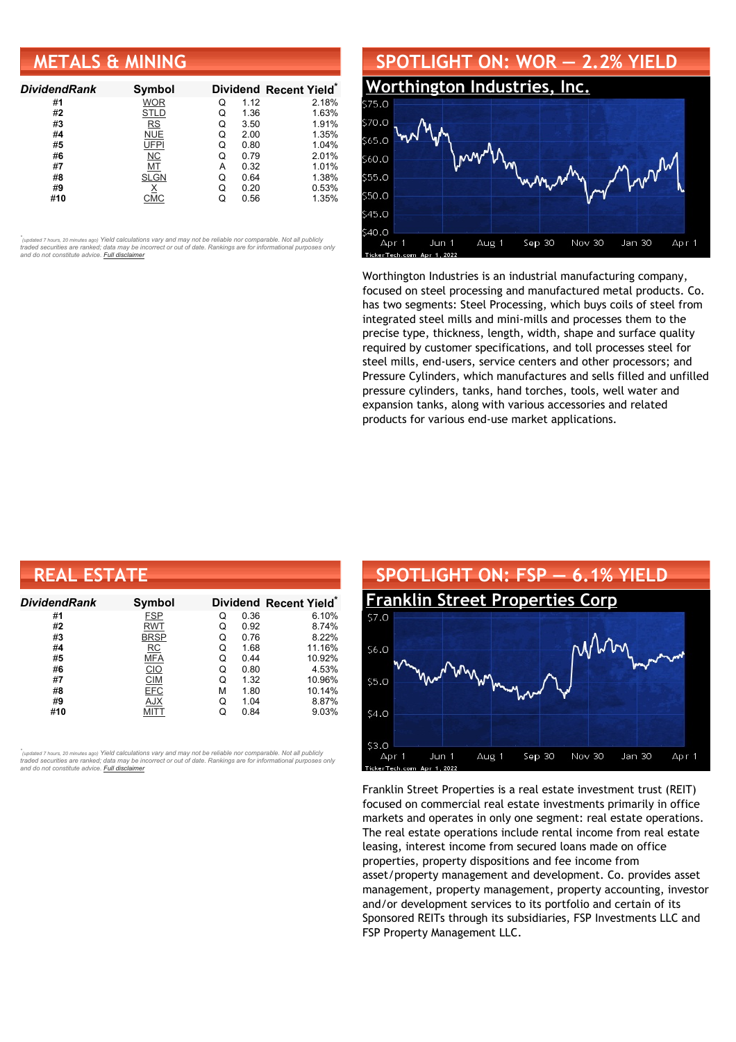## METALS & MINING

| DividendRank | Symbol | Dividend | | Recent Yield* |
|---|---|---|---|---|
| #1 | WOR | Q | 1.12 | 2.18% |
| #2 | STLD | Q | 1.36 | 1.63% |
| #3 | RS | Q | 3.50 | 1.91% |
| #4 | NUE | Q | 2.00 | 1.35% |
| #5 | UFPI | Q | 0.80 | 1.04% |
| #6 | NC | Q | 0.79 | 2.01% |
| #7 | MT | A | 0.32 | 1.01% |
| #8 | SLGN | Q | 0.64 | 1.38% |
| #9 | X | Q | 0.20 | 0.53% |
| #10 | CMC | Q | 0.56 | 1.35% |

*(updated 7 hours, 20 minutes ago) Yield calculations vary and may not be reliable nor comparable. Not all publicly traded securities are ranked; data may be incorrect or out of date. Rankings are for informational purposes only and do not constitute advice. Full disclaimer*

## SPOTLIGHT ON: WOR — 2.2% YIELD

### Worthington Industries, Inc.

Worthington Industries is an industrial manufacturing company, focused on steel processing and manufactured metal products. Co. has two segments: Steel Processing, which buys coils of steel from integrated steel mills and mini-mills and processes them to the precise type, thickness, length, width, shape and surface quality required by customer specifications, and toll processes steel for steel mills, end-users, service centers and other processors; and Pressure Cylinders, which manufactures and sells filled and unfilled pressure cylinders, tanks, hand torches, tools, well water and expansion tanks, along with various accessories and related products for various end-use market applications.

## REAL ESTATE

| DividendRank | Symbol | Dividend | | Recent Yield* |
|---|---|---|---|---|
| #1 | FSP | Q | 0.36 | 6.10% |
| #2 | RWT | Q | 0.92 | 8.74% |
| #3 | BRSP | Q | 0.76 | 8.22% |
| #4 | RC | Q | 1.68 | 11.16% |
| #5 | MFA | Q | 0.44 | 10.92% |
| #6 | CIO | Q | 0.80 | 4.53% |
| #7 | CIM | Q | 1.32 | 10.96% |
| #8 | EFC | M | 1.80 | 10.14% |
| #9 | AJX | Q | 1.04 | 8.87% |
| #10 | MITT | Q | 0.84 | 9.03% |

*(updated 7 hours, 20 minutes ago) Yield calculations vary and may not be reliable nor comparable. Not all publicly traded securities are ranked; data may be incorrect or out of date. Rankings are for informational purposes only and do not constitute advice. Full disclaimer*

## SPOTLIGHT ON: FSP — 6.1% YIELD

### Franklin Street Properties Corp

Franklin Street Properties is a real estate investment trust (REIT) focused on commercial real estate investments primarily in office markets and operates in only one segment: real estate operations. The real estate operations include rental income from real estate leasing, interest income from secured loans made on office properties, property dispositions and fee income from asset/property management and development. Co. provides asset management, property management, property accounting, investor and/or development services to its portfolio and certain of its Sponsored REITs through its subsidiaries, FSP Investments LLC and FSP Property Management LLC.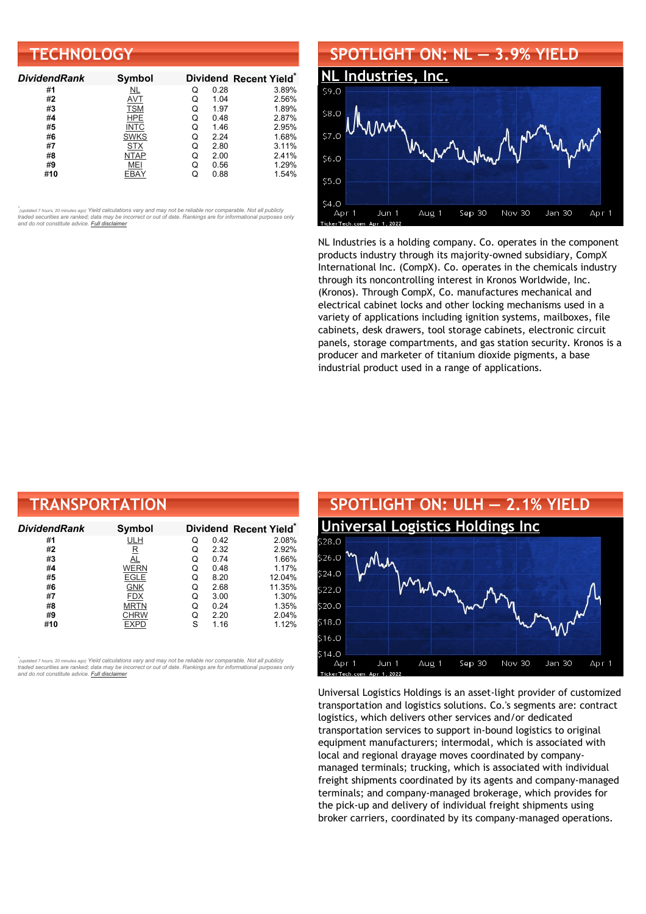## TECHNOLOGY

| DividendRank | Symbol | Dividend | | Recent Yield* |
|---|---|---|---|---|
| #1 | NL | Q | 0.28 | 3.89% |
| #2 | AVT | Q | 1.04 | 2.56% |
| #3 | TSM | Q | 1.97 | 1.89% |
| #4 | HPE | Q | 0.48 | 2.87% |
| #5 | INTC | Q | 1.46 | 2.95% |
| #6 | SWKS | Q | 2.24 | 1.68% |
| #7 | STX | Q | 2.80 | 3.11% |
| #8 | NTAP | Q | 2.00 | 2.41% |
| #9 | MEI | Q | 0.56 | 1.29% |
| #10 | EBAY | Q | 0.88 | 1.54% |

*(updated 7 hours, 20 minutes ago) Yield calculations vary and may not be reliable nor comparable. Not all publicly traded securities are ranked; data may be incorrect or out of date. Rankings are for informational purposes only and do not constitute advice. Full disclaimer*

## SPOTLIGHT ON: NL — 3.9% YIELD

### NL Industries, Inc.

NL Industries is a holding company. Co. operates in the component products industry through its majority-owned subsidiary, CompX International Inc. (CompX). Co. operates in the chemicals industry through its noncontrolling interest in Kronos Worldwide, Inc. (Kronos). Through CompX, Co. manufactures mechanical and electrical cabinet locks and other locking mechanisms used in a variety of applications including ignition systems, mailboxes, file cabinets, desk drawers, tool storage cabinets, electronic circuit panels, storage compartments, and gas station security. Kronos is a producer and marketer of titanium dioxide pigments, a base industrial product used in a range of applications.

## TRANSPORTATION

| DividendRank | Symbol | Dividend | | Recent Yield* |
|---|---|---|---|---|
| #1 | ULH | Q | 0.42 | 2.08% |
| #2 | R | Q | 2.32 | 2.92% |
| #3 | AL | Q | 0.74 | 1.66% |
| #4 | WERN | Q | 0.48 | 1.17% |
| #5 | EGLE | Q | 8.20 | 12.04% |
| #6 | GNK | Q | 2.68 | 11.35% |
| #7 | FDX | Q | 3.00 | 1.30% |
| #8 | MRTN | Q | 0.24 | 1.35% |
| #9 | CHRW | Q | 2.20 | 2.04% |
| #10 | EXPD | S | 1.16 | 1.12% |

*(updated 7 hours, 20 minutes ago) Yield calculations vary and may not be reliable nor comparable. Not all publicly traded securities are ranked; data may be incorrect or out of date. Rankings are for informational purposes only and do not constitute advice. Full disclaimer*

## SPOTLIGHT ON: ULH — 2.1% YIELD

### Universal Logistics Holdings Inc

Universal Logistics Holdings is an asset-light provider of customized transportation and logistics solutions. Co.'s segments are: contract logistics, which delivers other services and/or dedicated transportation services to support in-bound logistics to original equipment manufacturers; intermodal, which is associated with local and regional drayage moves coordinated by company-managed terminals; trucking, which is associated with individual freight shipments coordinated by its agents and company-managed terminals; and company-managed brokerage, which provides for the pick-up and delivery of individual freight shipments using broker carriers, coordinated by its company-managed operations.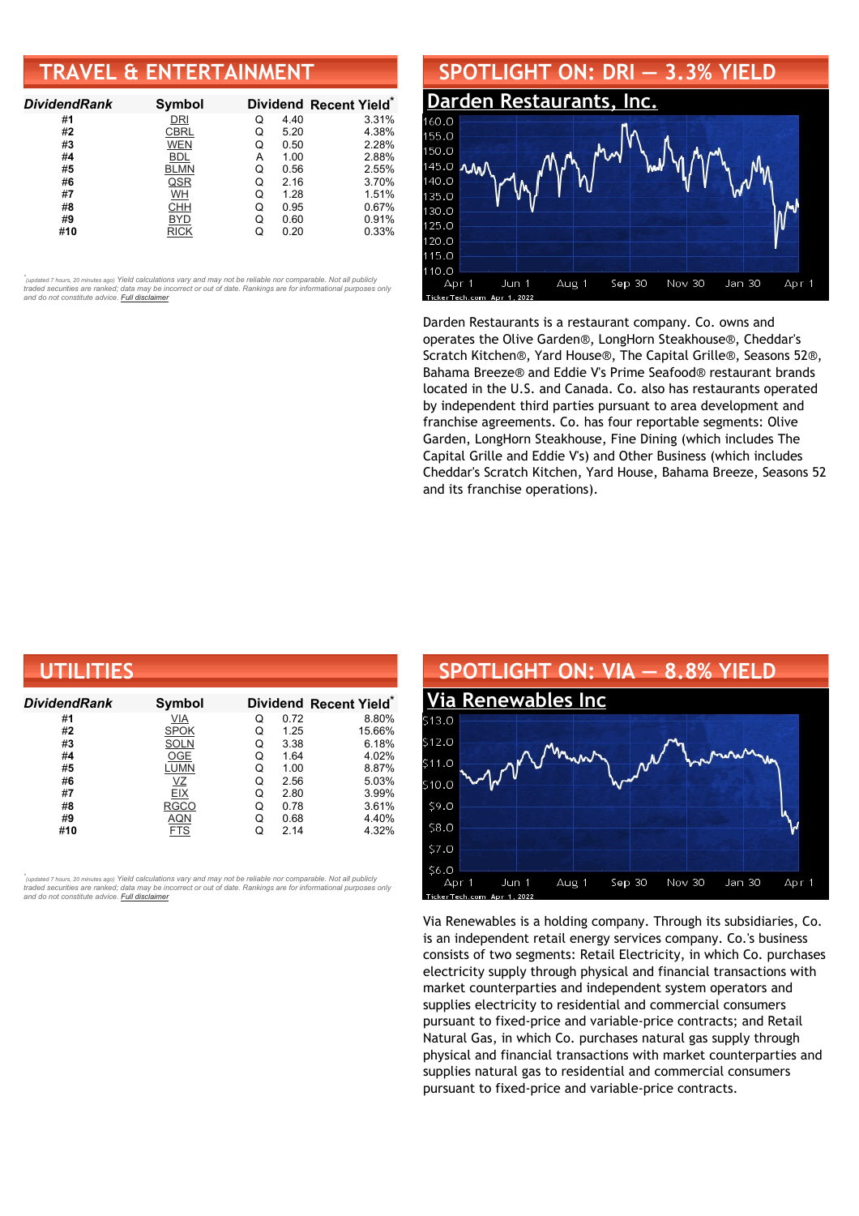## TRAVEL & ENTERTAINMENT

| DividendRank | Symbol | Dividend | | Recent Yield* |
|---|---|---|---|---|
| #1 | DRI | Q | 4.40 | 3.31% |
| #2 | CBRL | Q | 5.20 | 4.38% |
| #3 | WEN | Q | 0.50 | 2.28% |
| #4 | BDL | A | 1.00 | 2.88% |
| #5 | BLMN | Q | 0.56 | 2.55% |
| #6 | QSR | Q | 2.16 | 3.70% |
| #7 | WH | Q | 1.28 | 1.51% |
| #8 | CHH | Q | 0.95 | 0.67% |
| #9 | BYD | Q | 0.60 | 0.91% |
| #10 | RICK | Q | 0.20 | 0.33% |

*(updated 7 hours, 20 minutes ago) Yield calculations vary and may not be reliable nor comparable. Not all publicly traded securities are ranked; data may be incorrect or out of date. Rankings are for informational purposes only and do not constitute advice. Full disclaimer

## SPOTLIGHT ON: DRI — 3.3% YIELD

### Darden Restaurants, Inc.

Darden Restaurants is a restaurant company. Co. owns and operates the Olive Garden®, LongHorn Steakhouse®, Cheddar's Scratch Kitchen®, Yard House®, The Capital Grille®, Seasons 52®, Bahama Breeze® and Eddie V's Prime Seafood® restaurant brands located in the U.S. and Canada. Co. also has restaurants operated by independent third parties pursuant to area development and franchise agreements. Co. has four reportable segments: Olive Garden, LongHorn Steakhouse, Fine Dining (which includes The Capital Grille and Eddie V's) and Other Business (which includes Cheddar's Scratch Kitchen, Yard House, Bahama Breeze, Seasons 52 and its franchise operations).

## UTILITIES

| DividendRank | Symbol | Dividend | | Recent Yield* |
|---|---|---|---|---|
| #1 | VIA | Q | 0.72 | 8.80% |
| #2 | SPOK | Q | 1.25 | 15.66% |
| #3 | SOLN | Q | 3.38 | 6.18% |
| #4 | OGE | Q | 1.64 | 4.02% |
| #5 | LUMN | Q | 1.00 | 8.87% |
| #6 | VZ | Q | 2.56 | 5.03% |
| #7 | EIX | Q | 2.80 | 3.99% |
| #8 | RGCO | Q | 0.78 | 3.61% |
| #9 | AQN | Q | 0.68 | 4.40% |
| #10 | FTS | Q | 2.14 | 4.32% |

*(updated 7 hours, 20 minutes ago) Yield calculations vary and may not be reliable nor comparable. Not all publicly traded securities are ranked; data may be incorrect or out of date. Rankings are for informational purposes only and do not constitute advice. Full disclaimer

## SPOTLIGHT ON: VIA — 8.8% YIELD

### Via Renewables Inc

Via Renewables is a holding company. Through its subsidiaries, Co. is an independent retail energy services company. Co.'s business consists of two segments: Retail Electricity, in which Co. purchases electricity supply through physical and financial transactions with market counterparties and independent system operators and supplies electricity to residential and commercial consumers pursuant to fixed-price and variable-price contracts; and Retail Natural Gas, in which Co. purchases natural gas supply through physical and financial transactions with market counterparties and supplies natural gas to residential and commercial consumers pursuant to fixed-price and variable-price contracts.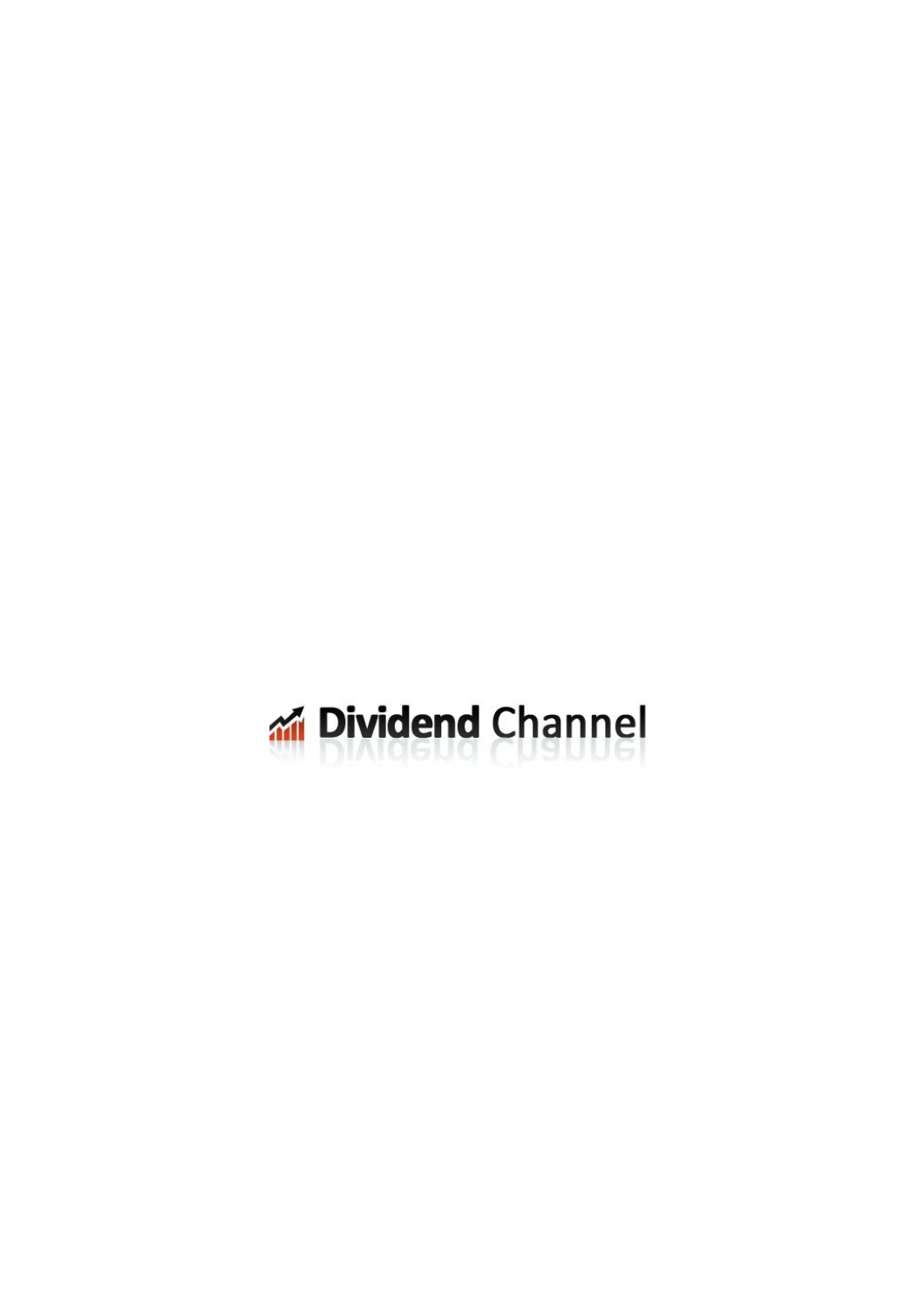Dividend Channel